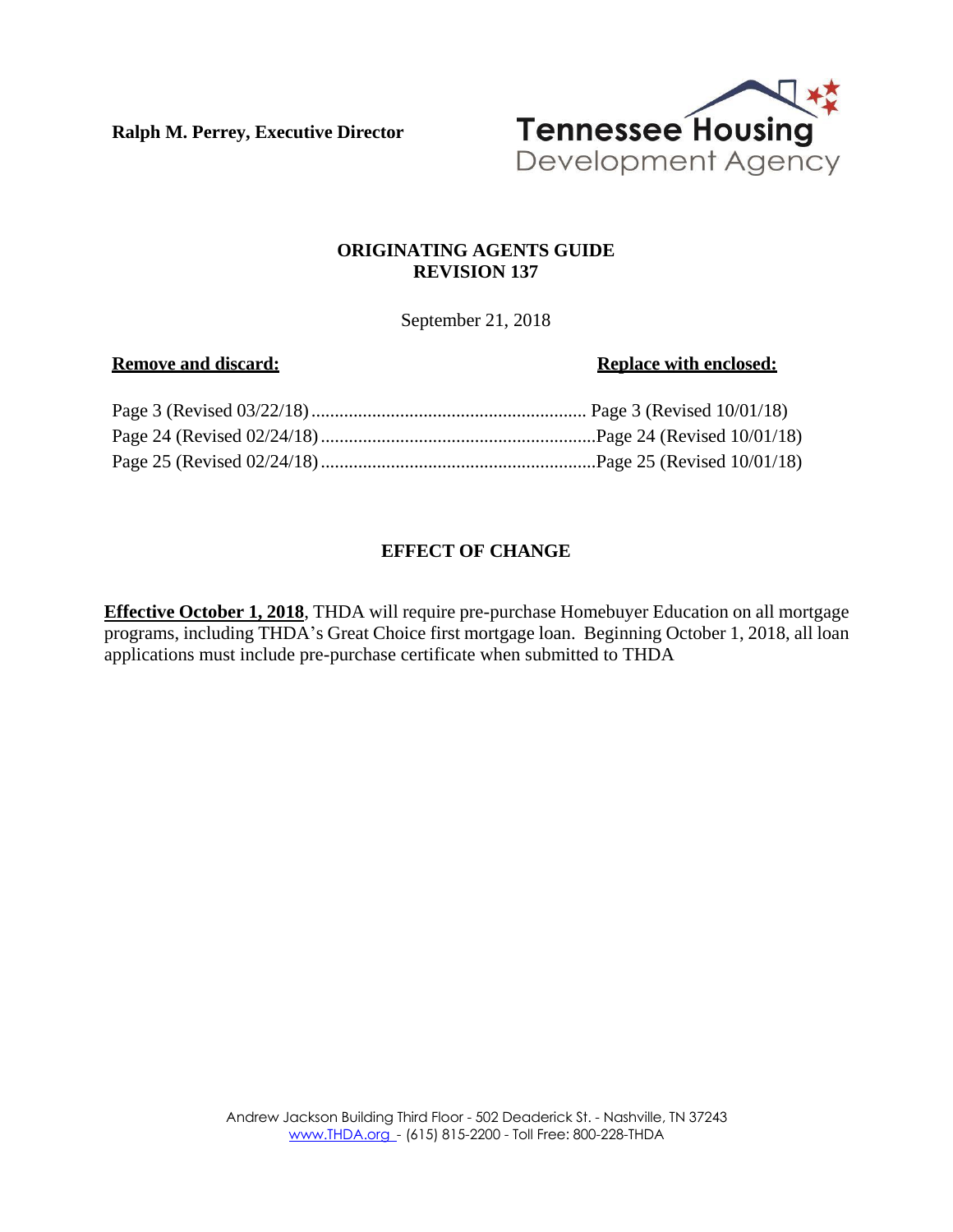**Ralph M. Perrey, Executive Director**

Tennessee Housing Development Agency

# ORIGINATING AGENTS GUIDE
# REVISION 137

September 21, 2018

| **Remove and discard:** | **Replace with enclosed:** |
|---|---|
| Page 3 (Revised 03/22/18) | Page 3 (Revised 10/01/18) |
| Page 24 (Revised 02/24/18) | Page 24 (Revised 10/01/18) |
| Page 25 (Revised 02/24/18) | Page 25 (Revised 10/01/18) |

## EFFECT OF CHANGE

**Effective October 1, 2018**, THDA will require pre-purchase Homebuyer Education on all mortgage programs, including THDA's Great Choice first mortgage loan. Beginning October 1, 2018, all loan applications must include pre-purchase certificate when submitted to THDA

Andrew Jackson Building Third Floor - 502 Deaderick St. - Nashville, TN 37243
www.THDA.org - (615) 815-2200 - Toll Free: 800-228-THDA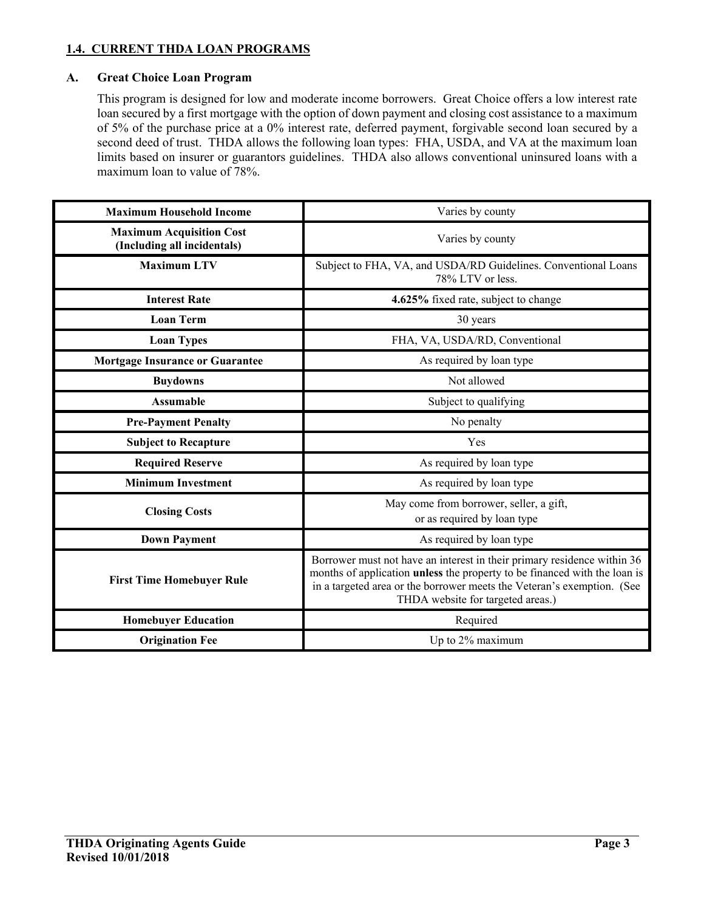## 1.4. CURRENT THDA LOAN PROGRAMS

### A. Great Choice Loan Program

This program is designed for low and moderate income borrowers. Great Choice offers a low interest rate loan secured by a first mortgage with the option of down payment and closing cost assistance to a maximum of 5% of the purchase price at a 0% interest rate, deferred payment, forgivable second loan secured by a second deed of trust. THDA allows the following loan types: FHA, USDA, and VA at the maximum loan limits based on insurer or guarantors guidelines. THDA also allows conventional uninsured loans with a maximum loan to value of 78%.

| | |
|---|---|
| **Maximum Household Income** | Varies by county |
| **Maximum Acquisition Cost (Including all incidentals)** | Varies by county |
| **Maximum LTV** | Subject to FHA, VA, and USDA/RD Guidelines. Conventional Loans 78% LTV or less. |
| **Interest Rate** | **4.625%** fixed rate, subject to change |
| **Loan Term** | 30 years |
| **Loan Types** | FHA, VA, USDA/RD, Conventional |
| **Mortgage Insurance or Guarantee** | As required by loan type |
| **Buydowns** | Not allowed |
| **Assumable** | Subject to qualifying |
| **Pre-Payment Penalty** | No penalty |
| **Subject to Recapture** | Yes |
| **Required Reserve** | As required by loan type |
| **Minimum Investment** | As required by loan type |
| **Closing Costs** | May come from borrower, seller, a gift, or as required by loan type |
| **Down Payment** | As required by loan type |
| **First Time Homebuyer Rule** | Borrower must not have an interest in their primary residence within 36 months of application **unless** the property to be financed with the loan is in a targeted area or the borrower meets the Veteran's exemption. (See THDA website for targeted areas.) |
| **Homebuyer Education** | Required |
| **Origination Fee** | Up to 2% maximum |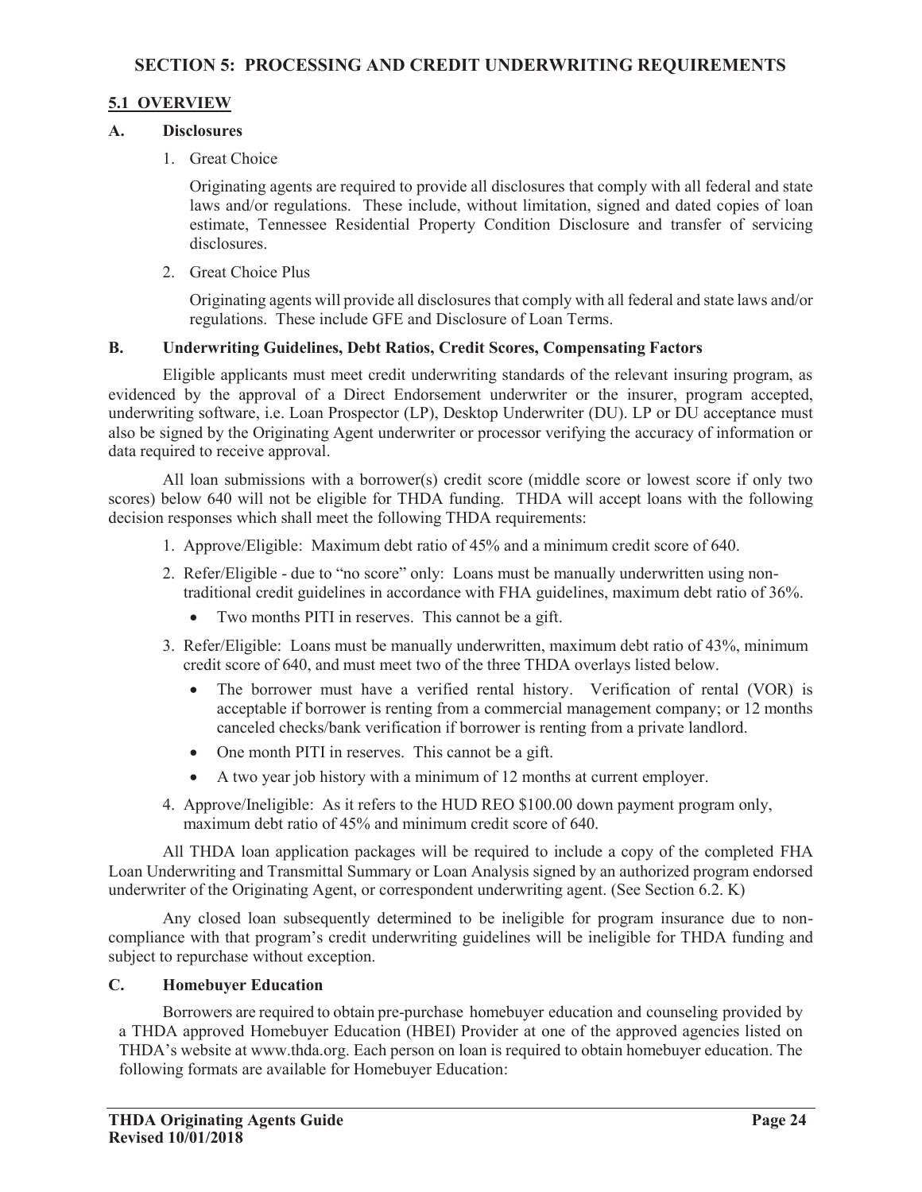# SECTION 5: PROCESSING AND CREDIT UNDERWRITING REQUIREMENTS

## 5.1 OVERVIEW

### A. Disclosures

1. Great Choice

   Originating agents are required to provide all disclosures that comply with all federal and state laws and/or regulations. These include, without limitation, signed and dated copies of loan estimate, Tennessee Residential Property Condition Disclosure and transfer of servicing disclosures.

2. Great Choice Plus

   Originating agents will provide all disclosures that comply with all federal and state laws and/or regulations. These include GFE and Disclosure of Loan Terms.

### B. Underwriting Guidelines, Debt Ratios, Credit Scores, Compensating Factors

Eligible applicants must meet credit underwriting standards of the relevant insuring program, as evidenced by the approval of a Direct Endorsement underwriter or the insurer, program accepted, underwriting software, i.e. Loan Prospector (LP), Desktop Underwriter (DU). LP or DU acceptance must also be signed by the Originating Agent underwriter or processor verifying the accuracy of information or data required to receive approval.

All loan submissions with a borrower(s) credit score (middle score or lowest score if only two scores) below 640 will not be eligible for THDA funding. THDA will accept loans with the following decision responses which shall meet the following THDA requirements:

1. Approve/Eligible: Maximum debt ratio of 45% and a minimum credit score of 640.
2. Refer/Eligible - due to "no score" only: Loans must be manually underwritten using non-traditional credit guidelines in accordance with FHA guidelines, maximum debt ratio of 36%.
   - Two months PITI in reserves. This cannot be a gift.
3. Refer/Eligible: Loans must be manually underwritten, maximum debt ratio of 43%, minimum credit score of 640, and must meet two of the three THDA overlays listed below.
   - The borrower must have a verified rental history. Verification of rental (VOR) is acceptable if borrower is renting from a commercial management company; or 12 months canceled checks/bank verification if borrower is renting from a private landlord.
   - One month PITI in reserves. This cannot be a gift.
   - A two year job history with a minimum of 12 months at current employer.
4. Approve/Ineligible: As it refers to the HUD REO $100.00 down payment program only, maximum debt ratio of 45% and minimum credit score of 640.

All THDA loan application packages will be required to include a copy of the completed FHA Loan Underwriting and Transmittal Summary or Loan Analysis signed by an authorized program endorsed underwriter of the Originating Agent, or correspondent underwriting agent. (See Section 6.2. K)

Any closed loan subsequently determined to be ineligible for program insurance due to non-compliance with that program's credit underwriting guidelines will be ineligible for THDA funding and subject to repurchase without exception.

### C. Homebuyer Education

Borrowers are required to obtain pre-purchase homebuyer education and counseling provided by a THDA approved Homebuyer Education (HBEI) Provider at one of the approved agencies listed on THDA's website at www.thda.org. Each person on loan is required to obtain homebuyer education. The following formats are available for Homebuyer Education: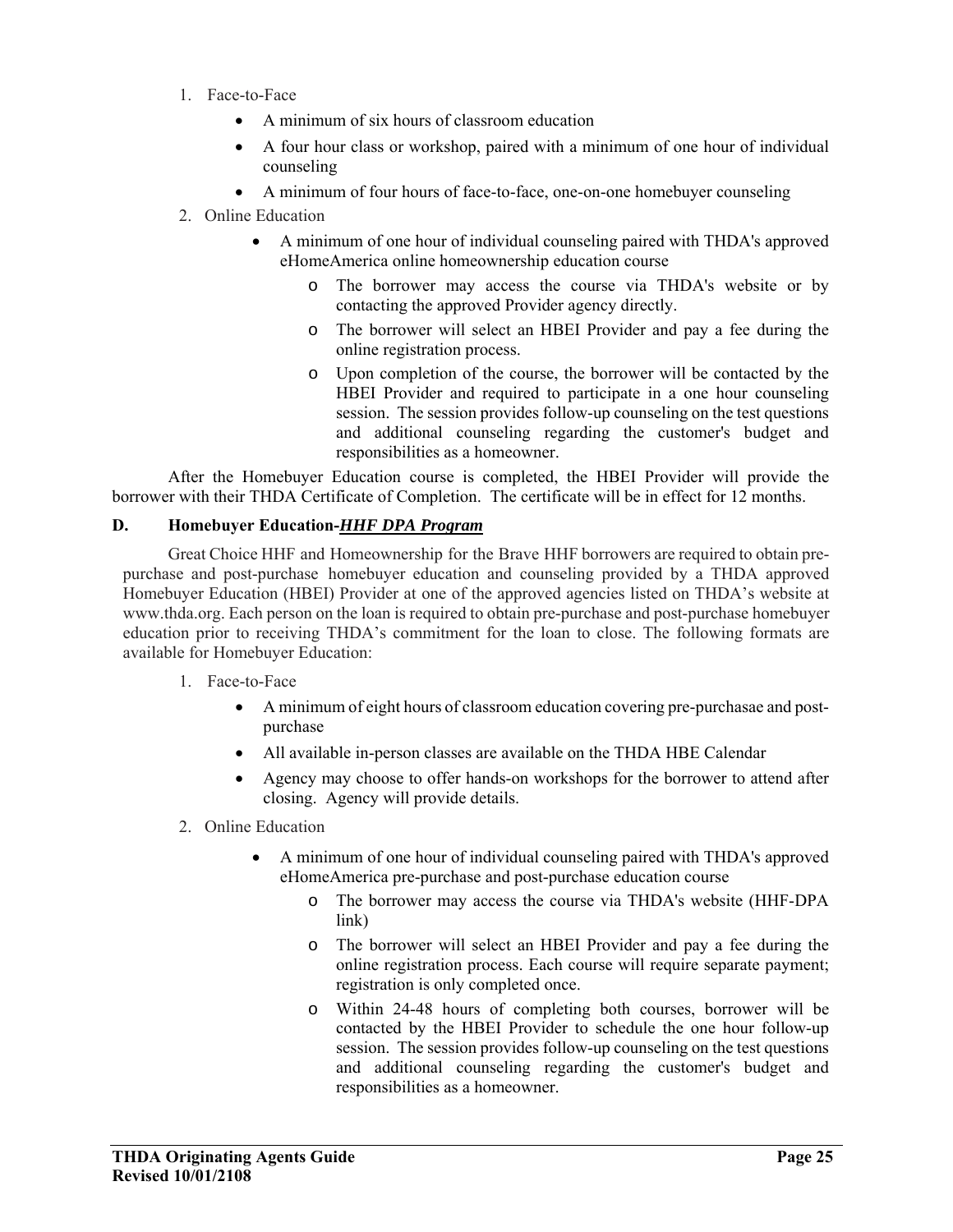1. Face-to-Face
    - A minimum of six hours of classroom education
    - A four hour class or workshop, paired with a minimum of one hour of individual counseling
    - A minimum of four hours of face-to-face, one-on-one homebuyer counseling
2. Online Education
    - A minimum of one hour of individual counseling paired with THDA's approved eHomeAmerica online homeownership education course
        - The borrower may access the course via THDA's website or by contacting the approved Provider agency directly.
        - The borrower will select an HBEI Provider and pay a fee during the online registration process.
        - Upon completion of the course, the borrower will be contacted by the HBEI Provider and required to participate in a one hour counseling session. The session provides follow-up counseling on the test questions and additional counseling regarding the customer's budget and responsibilities as a homeowner.

After the Homebuyer Education course is completed, the HBEI Provider will provide the borrower with their THDA Certificate of Completion. The certificate will be in effect for 12 months.

### D. Homebuyer Education-*HHF DPA Program*

Great Choice HHF and Homeownership for the Brave HHF borrowers are required to obtain pre-purchase and post-purchase homebuyer education and counseling provided by a THDA approved Homebuyer Education (HBEI) Provider at one of the approved agencies listed on THDA's website at www.thda.org. Each person on the loan is required to obtain pre-purchase and post-purchase homebuyer education prior to receiving THDA's commitment for the loan to close. The following formats are available for Homebuyer Education:

1. Face-to-Face
    - A minimum of eight hours of classroom education covering pre-purchasae and post-purchase
    - All available in-person classes are available on the THDA HBE Calendar
    - Agency may choose to offer hands-on workshops for the borrower to attend after closing. Agency will provide details.
2. Online Education
    - A minimum of one hour of individual counseling paired with THDA's approved eHomeAmerica pre-purchase and post-purchase education course
        - The borrower may access the course via THDA's website (HHF-DPA link)
        - The borrower will select an HBEI Provider and pay a fee during the online registration process. Each course will require separate payment; registration is only completed once.
        - Within 24-48 hours of completing both courses, borrower will be contacted by the HBEI Provider to schedule the one hour follow-up session. The session provides follow-up counseling on the test questions and additional counseling regarding the customer's budget and responsibilities as a homeowner.